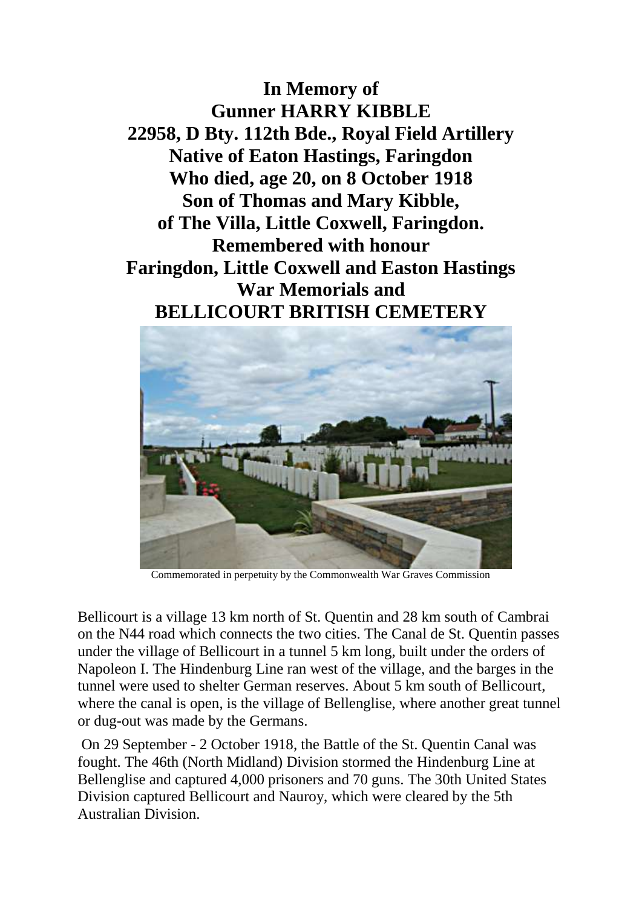**In Memory of**
**Gunner HARRY KIBBLE**
**22958, D Bty. 112th Bde., Royal Field Artillery**
**Native of Eaton Hastings, Faringdon**
**Who died, age 20, on 8 October 1918**
**Son of Thomas and Mary Kibble,**
**of The Villa, Little Coxwell, Faringdon.**
**Remembered with honour**
**Faringdon, Little Coxwell and Easton Hastings**
**War Memorials and**
**BELLICOURT BRITISH CEMETERY**

Commemorated in perpetuity by the Commonwealth War Graves Commission

Bellicourt is a village 13 km north of St. Quentin and 28 km south of Cambrai on the N44 road which connects the two cities. The Canal de St. Quentin passes under the village of Bellicourt in a tunnel 5 km long, built under the orders of Napoleon I. The Hindenburg Line ran west of the village, and the barges in the tunnel were used to shelter German reserves. About 5 km south of Bellicourt, where the canal is open, is the village of Bellenglise, where another great tunnel or dug-out was made by the Germans.

On 29 September - 2 October 1918, the Battle of the St. Quentin Canal was fought. The 46th (North Midland) Division stormed the Hindenburg Line at Bellenglise and captured 4,000 prisoners and 70 guns. The 30th United States Division captured Bellicourt and Nauroy, which were cleared by the 5th Australian Division.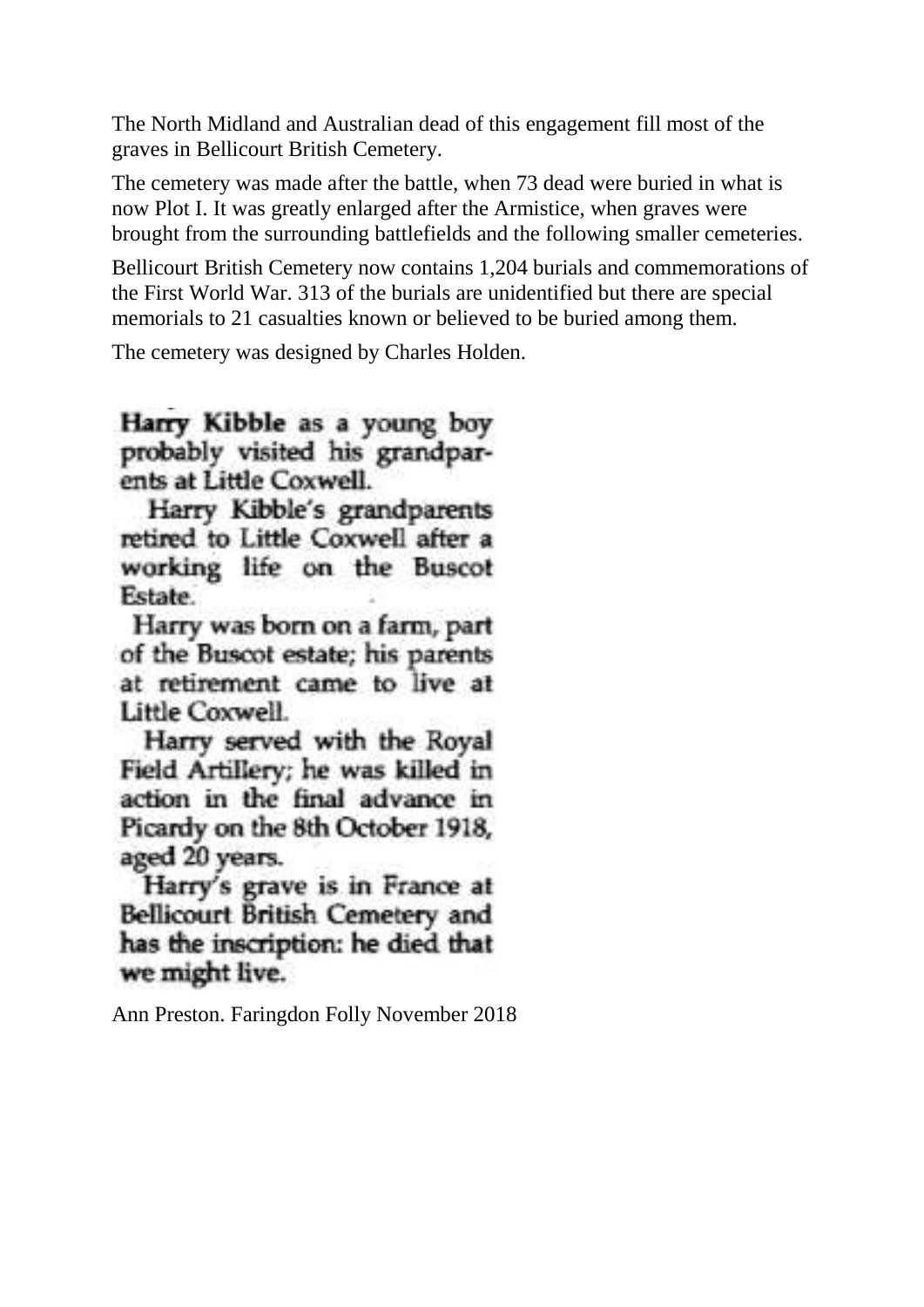The North Midland and Australian dead of this engagement fill most of the graves in Bellicourt British Cemetery.

The cemetery was made after the battle, when 73 dead were buried in what is now Plot I. It was greatly enlarged after the Armistice, when graves were brought from the surrounding battlefields and the following smaller cemeteries.

Bellicourt British Cemetery now contains 1,204 burials and commemorations of the First World War. 313 of the burials are unidentified but there are special memorials to 21 casualties known or believed to be buried among them.

The cemetery was designed by Charles Holden.

**Harry Kibble** as a young boy probably visited his grandparents at Little Coxwell.

Harry Kibble's grandparents retired to Little Coxwell after a working life on the Buscot Estate.

Harry was born on a farm, part of the Buscot estate; his parents at retirement came to live at Little Coxwell.

Harry served with the Royal Field Artillery; he was killed in action in the final advance in Picardy on the 8th October 1918, aged 20 years.

Harry's grave is in France at Bellicourt British Cemetery and has the inscription: he died that we might live.

Ann Preston. Faringdon Folly November 2018